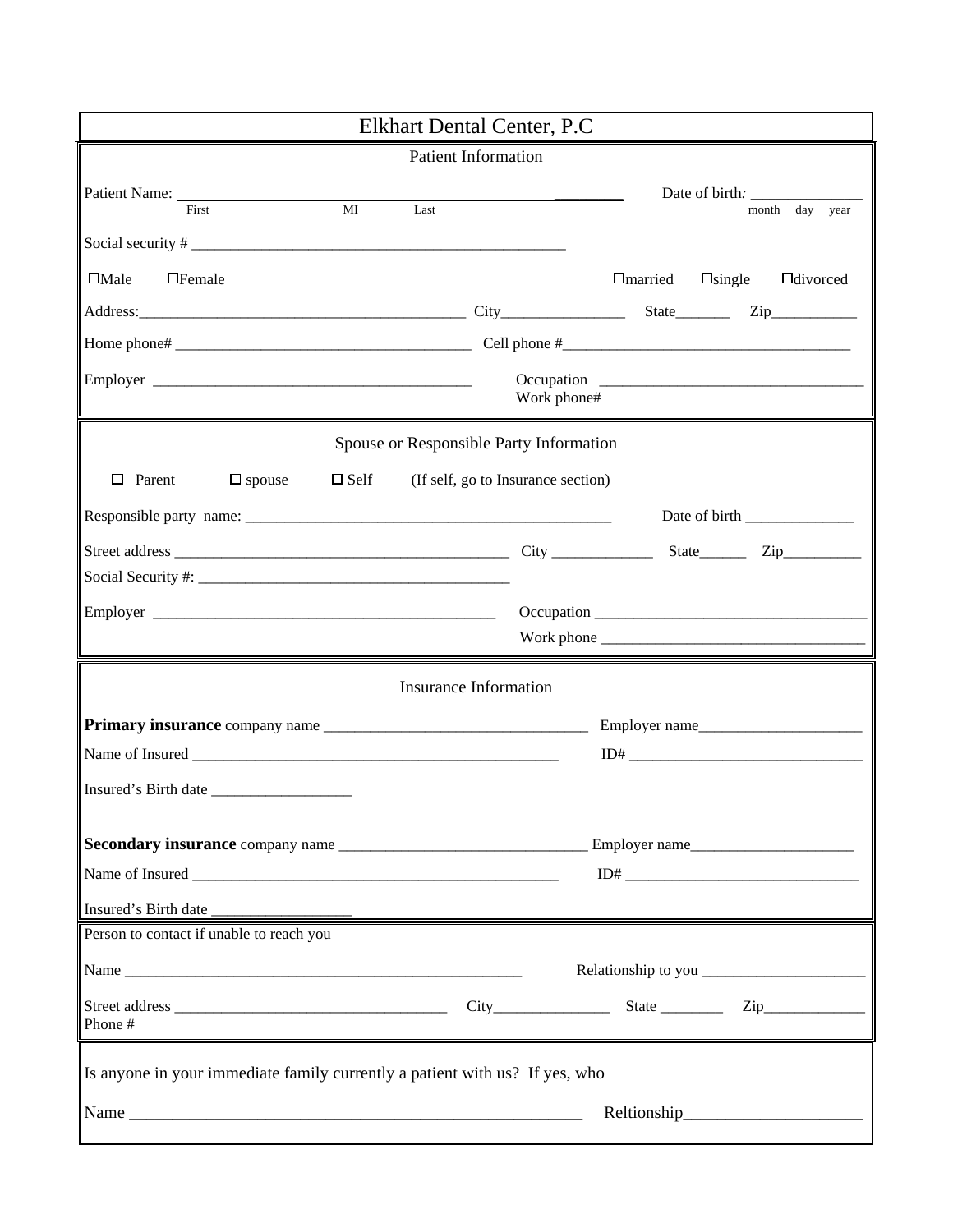# Elkhart Dental Center, P.C

## Patient Information

Patient Name: ______________________________ _________ Date of birth: ______________
First MI Last month day year

Social security # _______________________________________________

☐Male ☐Female ☐married ☐single ☐divorced

Address:__________________________________________ City________________ State_______ Zip___________

Home phone# ______________________________________ Cell phone #____________________________________

Employer ________________________________________ Occupation _________________________________
Work phone#

## Spouse or Responsible Party Information

☐ Parent ☐ spouse ☐ Self (If self, go to Insurance section)

Responsible party name: ________________________________________________ Date of birth ______________

Street address ____________________________________________ City _____________ State______ Zip__________

Social Security #: ________________________________________

Employer ____________________________________________ Occupation __________________________________

Work phone _________________________________

## Insurance Information

**Primary insurance** company name _________________________________ Employer name_____________________

Name of Insured ________________________________________________ ID# ______________________________

Insured's Birth date __________________

**Secondary insurance** company name _______________________________ Employer name_____________________

Name of Insured ________________________________________________ ID# ______________________________

Insured's Birth date __________________

Person to contact if unable to reach you

Name ____________________________________________________ Relationship to you _____________________

Street address ___________________________________ City_______________ State ________ Zip_____________
Phone #

Is anyone in your immediate family currently a patient with us? If yes, who

Name _________________________________________________________ Reltionship______________________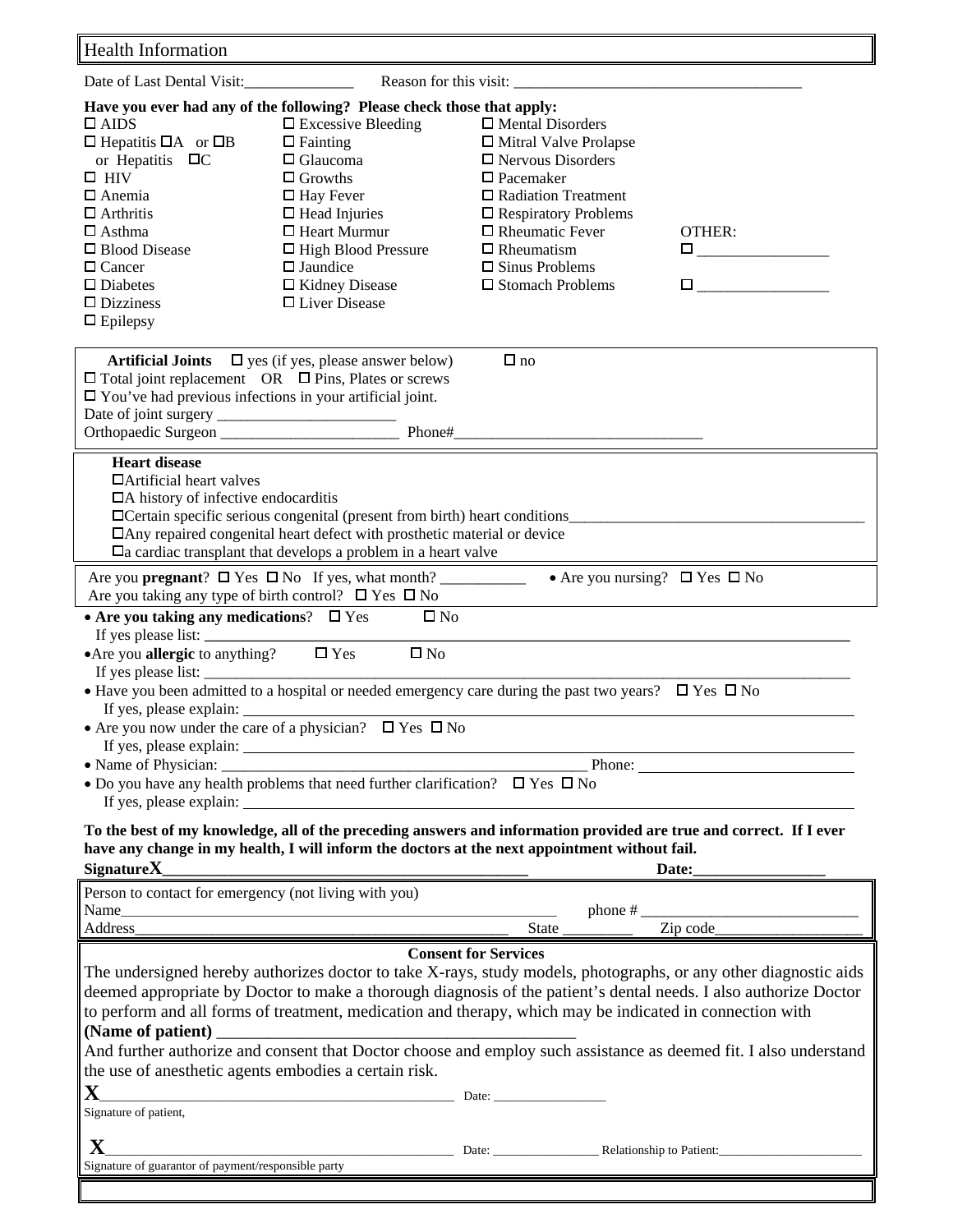## Health Information

Date of Last Dental Visit:______________ Reason for this visit: _____________________________________

**Have you ever had any of the following? Please check those that apply:**

| | | | |
|---|---|---|---|
| ☐ AIDS | ☐ Excessive Bleeding | ☐ Mental Disorders | |
| ☐ Hepatitis ☐A or ☐B or Hepatitis ☐C | ☐ Fainting | ☐ Mitral Valve Prolapse | |
| ☐ HIV | ☐ Glaucoma | ☐ Nervous Disorders | |
| ☐ Anemia | ☐ Growths | ☐ Pacemaker | |
| ☐ Arthritis | ☐ Hay Fever | ☐ Radiation Treatment | |
| ☐ Asthma | ☐ Head Injuries | ☐ Respiratory Problems | |
| ☐ Blood Disease | ☐ Heart Murmur | ☐ Rheumatic Fever | OTHER: |
| ☐ Cancer | ☐ High Blood Pressure | ☐ Rheumatism | ☐ _________________ |
| ☐ Diabetes | ☐ Jaundice | ☐ Sinus Problems | |
| ☐ Dizziness | ☐ Kidney Disease | ☐ Stomach Problems | ☐ _________________ |
| ☐ Epilepsy | ☐ Liver Disease | | |

**Artificial Joints** ☐ yes (if yes, please answer below) ☐ no

☐ Total joint replacement OR ☐ Pins, Plates or screws

☐ You've had previous infections in your artificial joint.

Date of joint surgery _______________________

Orthopaedic Surgeon _______________________ Phone#________________________________

**Heart disease**

☐Artificial heart valves

☐A history of infective endocarditis

☐Certain specific serious congenital (present from birth) heart conditions_______________________________________

☐Any repaired congenital heart defect with prosthetic material or device

☐a cardiac transplant that develops a problem in a heart valve

Are you **pregnant**? ☐ Yes ☐ No If yes, what month? ___________ • Are you nursing? ☐ Yes ☐ No

Are you taking any type of birth control? ☐ Yes ☐ No

- **Are you taking any medications**? ☐ Yes ☐ No
  If yes please list: ____________________________________________________________
- Are you **allergic** to anything? ☐ Yes ☐ No
  If yes please list: ____________________________________________________________
- Have you been admitted to a hospital or needed emergency care during the past two years? ☐ Yes ☐ No
  If yes, please explain: ____________________________________________________________
- Are you now under the care of a physician? ☐ Yes ☐ No
  If yes, please explain: ____________________________________________________________
- Name of Physician: ______________________________________________ Phone: ___________________________
- Do you have any health problems that need further clarification? ☐ Yes ☐ No
  If yes, please explain: ____________________________________________________________

**To the best of my knowledge, all of the preceding answers and information provided are true and correct. If I ever have any change in my health, I will inform the doctors at the next appointment without fail.**

**SignatureX**_______________________________________________ **Date:**_________________

Person to contact for emergency (not living with you)

Name_____________________________________________________________ phone # ____________________________

Address_________________________________________________ State _________ Zip code___________________

**Consent for Services**

The undersigned hereby authorizes doctor to take X-rays, study models, photographs, or any other diagnostic aids deemed appropriate by Doctor to make a thorough diagnosis of the patient's dental needs. I also authorize Doctor to perform and all forms of treatment, medication and therapy, which may be indicated in connection with **(Name of patient)** ____________________________________________

And further authorize and consent that Doctor choose and employ such assistance as deemed fit. I also understand the use of anesthetic agents embodies a certain risk.

**X**_____________________________________________ Date: _________________

Signature of patient,

**X**_____________________________________________ Date: _________________ Relationship to Patient:_______________________

Signature of guarantor of payment/responsible party